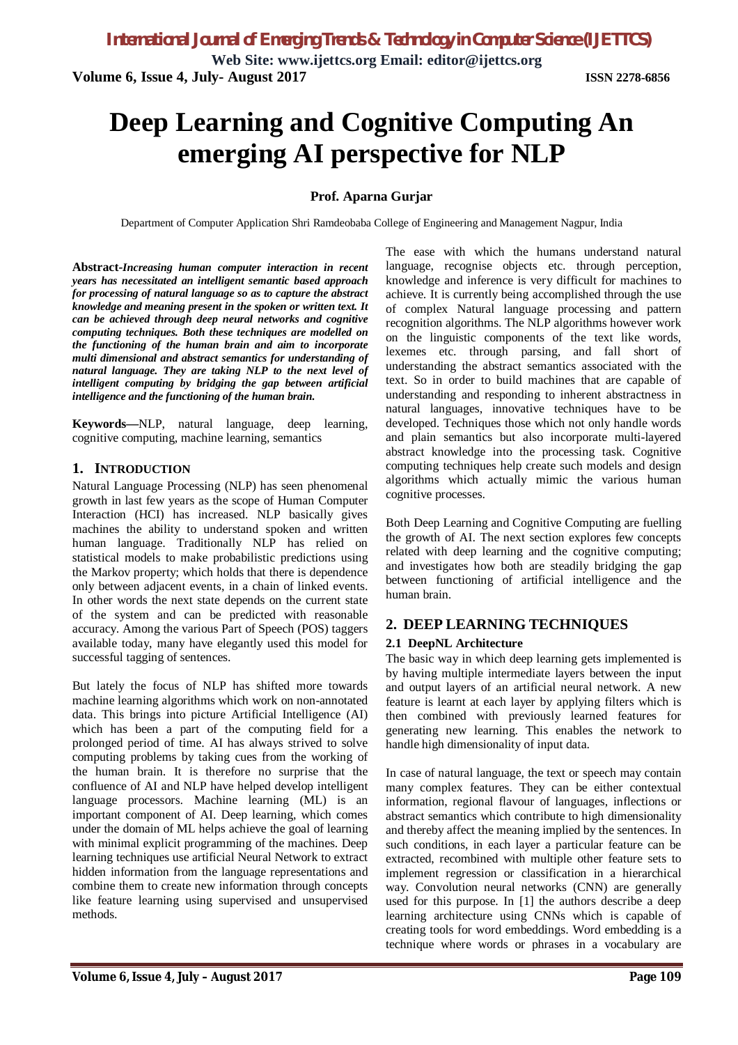# Deep Learning and Cognitive Computing An emerging AI perspective for NLP

**Prof. Aparna Gurjar**

Department of Computer Application Shri Ramdeobaba College of Engineering and Management Nagpur, India

**Abstract-***Increasing human computer interaction in recent years has necessitated an intelligent semantic based approach for processing of natural language so as to capture the abstract knowledge and meaning present in the spoken or written text. It can be achieved through deep neural networks and cognitive computing techniques. Both these techniques are modelled on the functioning of the human brain and aim to incorporate multi dimensional and abstract semantics for understanding of natural language. They are taking NLP to the next level of intelligent computing by bridging the gap between artificial intelligence and the functioning of the human brain.*

**Keywords—**NLP, natural language, deep learning, cognitive computing, machine learning, semantics

## 1. INTRODUCTION

Natural Language Processing (NLP) has seen phenomenal growth in last few years as the scope of Human Computer Interaction (HCI) has increased. NLP basically gives machines the ability to understand spoken and written human language. Traditionally NLP has relied on statistical models to make probabilistic predictions using the Markov property; which holds that there is dependence only between adjacent events, in a chain of linked events. In other words the next state depends on the current state of the system and can be predicted with reasonable accuracy. Among the various Part of Speech (POS) taggers available today, many have elegantly used this model for successful tagging of sentences.

But lately the focus of NLP has shifted more towards machine learning algorithms which work on non-annotated data. This brings into picture Artificial Intelligence (AI) which has been a part of the computing field for a prolonged period of time. AI has always strived to solve computing problems by taking cues from the working of the human brain. It is therefore no surprise that the confluence of AI and NLP have helped develop intelligent language processors. Machine learning (ML) is an important component of AI. Deep learning, which comes under the domain of ML helps achieve the goal of learning with minimal explicit programming of the machines. Deep learning techniques use artificial Neural Network to extract hidden information from the language representations and combine them to create new information through concepts like feature learning using supervised and unsupervised methods.

The ease with which the humans understand natural language, recognise objects etc. through perception, knowledge and inference is very difficult for machines to achieve. It is currently being accomplished through the use of complex Natural language processing and pattern recognition algorithms. The NLP algorithms however work on the linguistic components of the text like words, lexemes etc. through parsing, and fall short of understanding the abstract semantics associated with the text. So in order to build machines that are capable of understanding and responding to inherent abstractness in natural languages, innovative techniques have to be developed. Techniques those which not only handle words and plain semantics but also incorporate multi-layered abstract knowledge into the processing task. Cognitive computing techniques help create such models and design algorithms which actually mimic the various human cognitive processes.

Both Deep Learning and Cognitive Computing are fuelling the growth of AI. The next section explores few concepts related with deep learning and the cognitive computing; and investigates how both are steadily bridging the gap between functioning of artificial intelligence and the human brain.

## 2. DEEP LEARNING TECHNIQUES

### 2.1 DeepNL Architecture

The basic way in which deep learning gets implemented is by having multiple intermediate layers between the input and output layers of an artificial neural network. A new feature is learnt at each layer by applying filters which is then combined with previously learned features for generating new learning. This enables the network to handle high dimensionality of input data.

In case of natural language, the text or speech may contain many complex features. They can be either contextual information, regional flavour of languages, inflections or abstract semantics which contribute to high dimensionality and thereby affect the meaning implied by the sentences. In such conditions, in each layer a particular feature can be extracted, recombined with multiple other feature sets to implement regression or classification in a hierarchical way. Convolution neural networks (CNN) are generally used for this purpose. In [1] the authors describe a deep learning architecture using CNNs which is capable of creating tools for word embeddings. Word embedding is a technique where words or phrases in a vocabulary are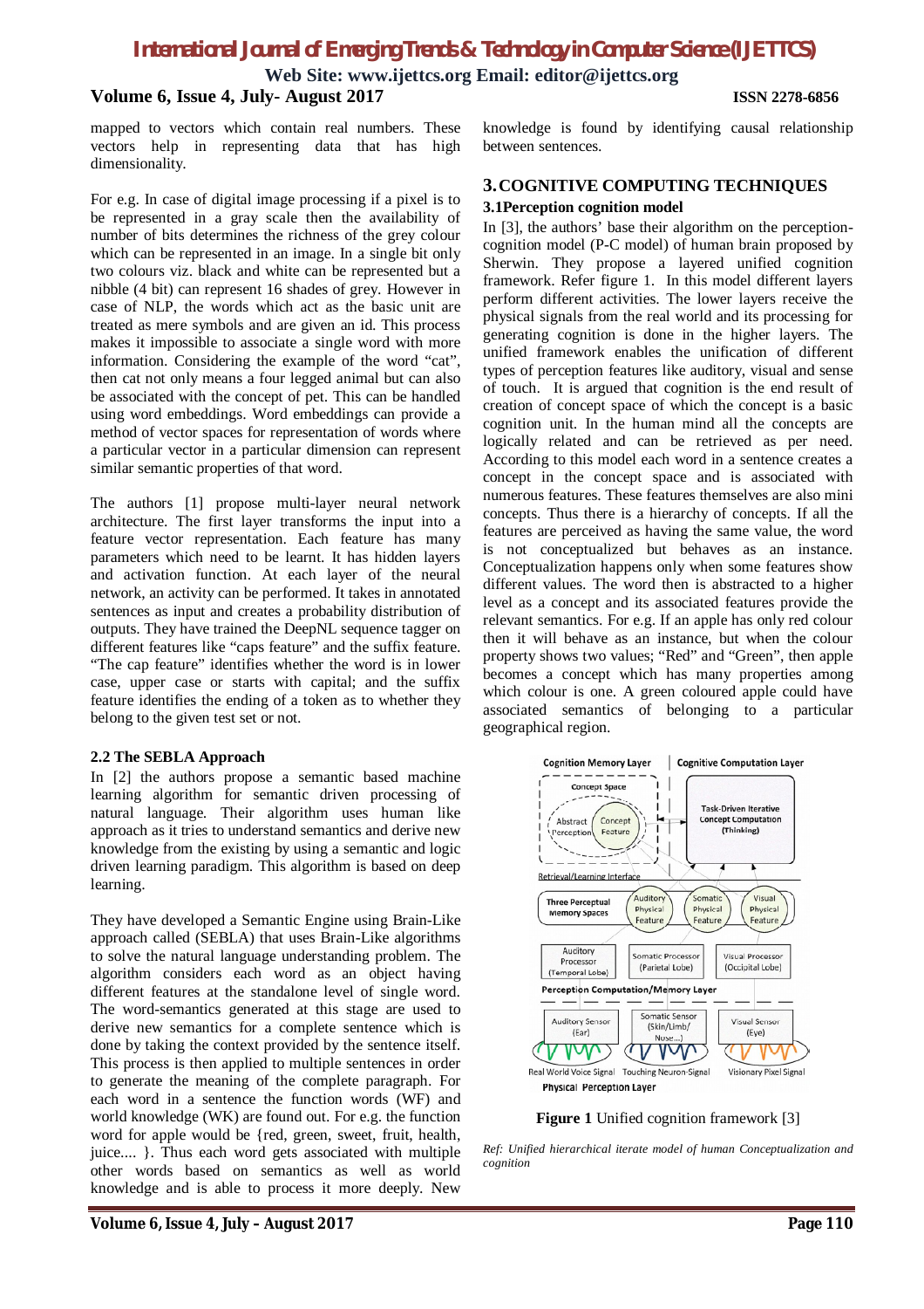mapped to vectors which contain real numbers. These vectors help in representing data that has high dimensionality.

For e.g. In case of digital image processing if a pixel is to be represented in a gray scale then the availability of number of bits determines the richness of the grey colour which can be represented in an image. In a single bit only two colours viz. black and white can be represented but a nibble (4 bit) can represent 16 shades of grey. However in case of NLP, the words which act as the basic unit are treated as mere symbols and are given an id. This process makes it impossible to associate a single word with more information. Considering the example of the word "cat", then cat not only means a four legged animal but can also be associated with the concept of pet. This can be handled using word embeddings. Word embeddings can provide a method of vector spaces for representation of words where a particular vector in a particular dimension can represent similar semantic properties of that word.

The authors [1] propose multi-layer neural network architecture. The first layer transforms the input into a feature vector representation. Each feature has many parameters which need to be learnt. It has hidden layers and activation function. At each layer of the neural network, an activity can be performed. It takes in annotated sentences as input and creates a probability distribution of outputs. They have trained the DeepNL sequence tagger on different features like "caps feature" and the suffix feature. "The cap feature" identifies whether the word is in lower case, upper case or starts with capital; and the suffix feature identifies the ending of a token as to whether they belong to the given test set or not.

### 2.2 The SEBLA Approach

In [2] the authors propose a semantic based machine learning algorithm for semantic driven processing of natural language. Their algorithm uses human like approach as it tries to understand semantics and derive new knowledge from the existing by using a semantic and logic driven learning paradigm. This algorithm is based on deep learning.

They have developed a Semantic Engine using Brain-Like approach called (SEBLA) that uses Brain-Like algorithms to solve the natural language understanding problem. The algorithm considers each word as an object having different features at the standalone level of single word. The word-semantics generated at this stage are used to derive new semantics for a complete sentence which is done by taking the context provided by the sentence itself. This process is then applied to multiple sentences in order to generate the meaning of the complete paragraph. For each word in a sentence the function words (WF) and world knowledge (WK) are found out. For e.g. the function word for apple would be {red, green, sweet, fruit, health, juice.... }. Thus each word gets associated with multiple other words based on semantics as well as world knowledge and is able to process it more deeply. New knowledge is found by identifying causal relationship between sentences.

## 3. COGNITIVE COMPUTING TECHNIQUES

### 3.1 Perception cognition model

In [3], the authors' base their algorithm on the perception-cognition model (P-C model) of human brain proposed by Sherwin. They propose a layered unified cognition framework. Refer figure 1. In this model different layers perform different activities. The lower layers receive the physical signals from the real world and its processing for generating cognition is done in the higher layers. The unified framework enables the unification of different types of perception features like auditory, visual and sense of touch. It is argued that cognition is the end result of creation of concept space of which the concept is a basic cognition unit. In the human mind all the concepts are logically related and can be retrieved as per need. According to this model each word in a sentence creates a concept in the concept space and is associated with numerous features. These features themselves are also mini concepts. Thus there is a hierarchy of concepts. If all the features are perceived as having the same value, the word is not conceptualized but behaves as an instance. Conceptualization happens only when some features show different values. The word then is abstracted to a higher level as a concept and its associated features provide the relevant semantics. For e.g. If an apple has only red colour then it will behave as an instance, but when the colour property shows two values; "Red" and "Green", then apple becomes a concept which has many properties among which colour is one. A green coloured apple could have associated semantics of belonging to a particular geographical region.

**Figure 1** Unified cognition framework [3]

*Ref: Unified hierarchical iterate model of human Conceptualization and cognition*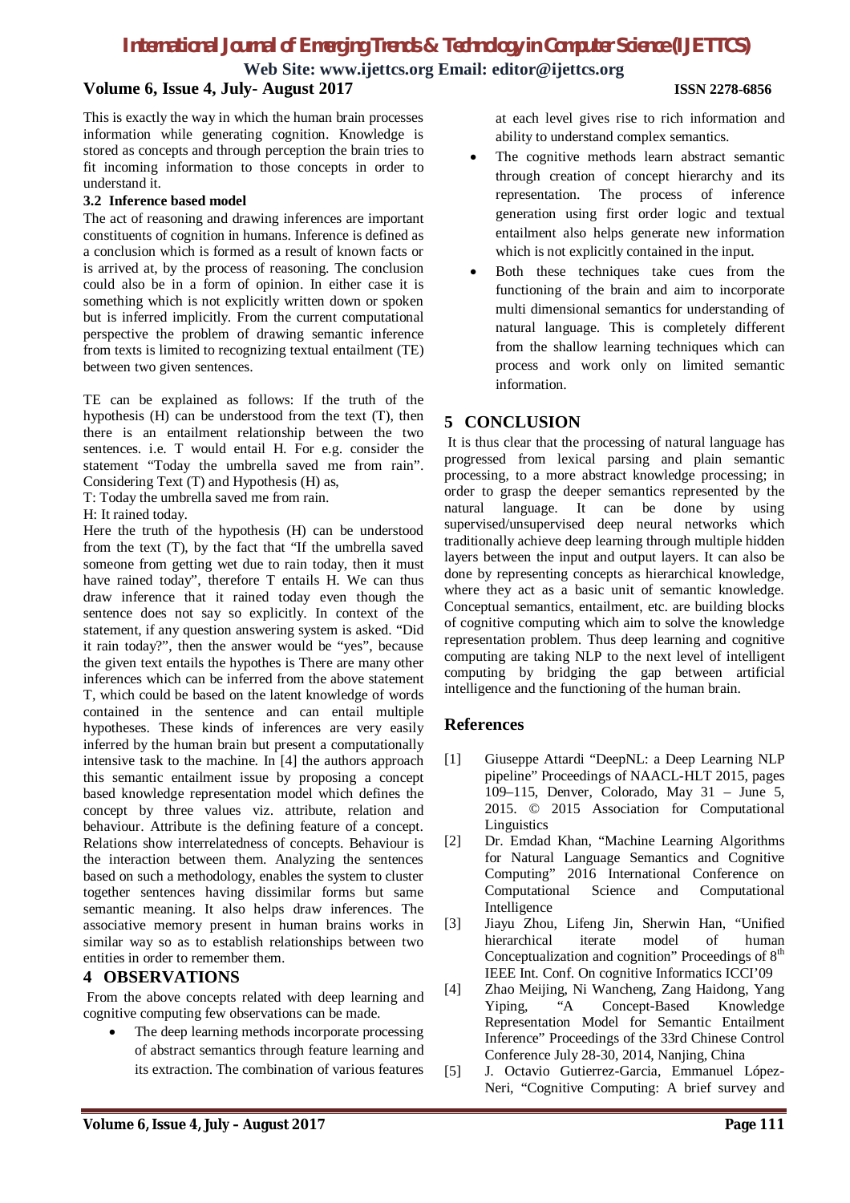This is exactly the way in which the human brain processes information while generating cognition. Knowledge is stored as concepts and through perception the brain tries to fit incoming information to those concepts in order to understand it.

### 3.2 Inference based model

The act of reasoning and drawing inferences are important constituents of cognition in humans. Inference is defined as a conclusion which is formed as a result of known facts or is arrived at, by the process of reasoning. The conclusion could also be in a form of opinion. In either case it is something which is not explicitly written down or spoken but is inferred implicitly. From the current computational perspective the problem of drawing semantic inference from texts is limited to recognizing textual entailment (TE) between two given sentences.

TE can be explained as follows: If the truth of the hypothesis (H) can be understood from the text (T), then there is an entailment relationship between the two sentences. i.e. T would entail H. For e.g. consider the statement "Today the umbrella saved me from rain". Considering Text (T) and Hypothesis (H) as,

T: Today the umbrella saved me from rain.

H: It rained today.

Here the truth of the hypothesis (H) can be understood from the text (T), by the fact that "If the umbrella saved someone from getting wet due to rain today, then it must have rained today", therefore T entails H. We can thus draw inference that it rained today even though the sentence does not say so explicitly. In context of the statement, if any question answering system is asked. "Did it rain today?", then the answer would be "yes", because the given text entails the hypothes is There are many other inferences which can be inferred from the above statement T, which could be based on the latent knowledge of words contained in the sentence and can entail multiple hypotheses. These kinds of inferences are very easily inferred by the human brain but present a computationally intensive task to the machine. In [4] the authors approach this semantic entailment issue by proposing a concept based knowledge representation model which defines the concept by three values viz. attribute, relation and behaviour. Attribute is the defining feature of a concept. Relations show interrelatedness of concepts. Behaviour is the interaction between them. Analyzing the sentences based on such a methodology, enables the system to cluster together sentences having dissimilar forms but same semantic meaning. It also helps draw inferences. The associative memory present in human brains works in similar way so as to establish relationships between two entities in order to remember them.

## 4 OBSERVATIONS

From the above concepts related with deep learning and cognitive computing few observations can be made.

- The deep learning methods incorporate processing of abstract semantics through feature learning and its extraction. The combination of various features at each level gives rise to rich information and ability to understand complex semantics.
- The cognitive methods learn abstract semantic through creation of concept hierarchy and its representation. The process of inference generation using first order logic and textual entailment also helps generate new information which is not explicitly contained in the input.
- Both these techniques take cues from the functioning of the brain and aim to incorporate multi dimensional semantics for understanding of natural language. This is completely different from the shallow learning techniques which can process and work only on limited semantic information.

## 5 CONCLUSION

It is thus clear that the processing of natural language has progressed from lexical parsing and plain semantic processing, to a more abstract knowledge processing; in order to grasp the deeper semantics represented by the natural language. It can be done by using supervised/unsupervised deep neural networks which traditionally achieve deep learning through multiple hidden layers between the input and output layers. It can also be done by representing concepts as hierarchical knowledge, where they act as a basic unit of semantic knowledge. Conceptual semantics, entailment, etc. are building blocks of cognitive computing which aim to solve the knowledge representation problem. Thus deep learning and cognitive computing are taking NLP to the next level of intelligent computing by bridging the gap between artificial intelligence and the functioning of the human brain.

## References

[1] Giuseppe Attardi "DeepNL: a Deep Learning NLP pipeline" Proceedings of NAACL-HLT 2015, pages 109–115, Denver, Colorado, May 31 – June 5, 2015. © 2015 Association for Computational Linguistics

[2] Dr. Emdad Khan, "Machine Learning Algorithms for Natural Language Semantics and Cognitive Computing" 2016 International Conference on Computational Science and Computational Intelligence

[3] Jiayu Zhou, Lifeng Jin, Sherwin Han, "Unified hierarchical iterate model of human Conceptualization and cognition" Proceedings of 8th IEEE Int. Conf. On cognitive Informatics ICCI'09

[4] Zhao Meijing, Ni Wancheng, Zang Haidong, Yang Yiping, "A Concept-Based Knowledge Representation Model for Semantic Entailment Inference" Proceedings of the 33rd Chinese Control Conference July 28-30, 2014, Nanjing, China

[5] J. Octavio Gutierrez-Garcia, Emmanuel López-Neri, "Cognitive Computing: A brief survey and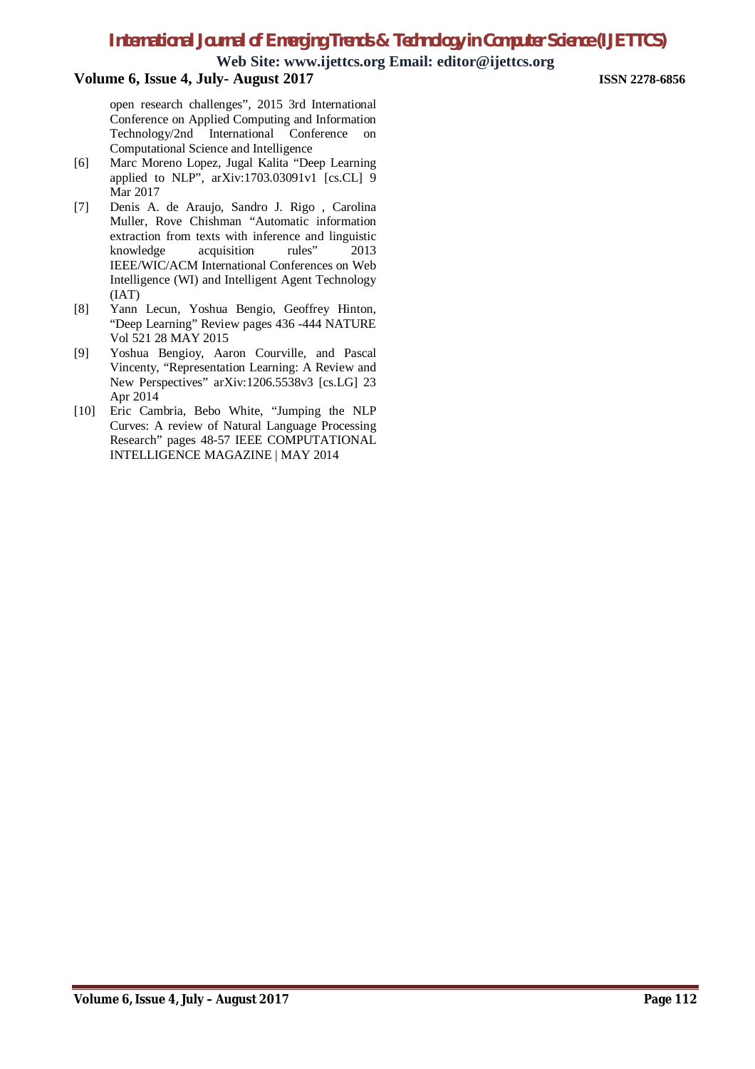open research challenges", 2015 3rd International Conference on Applied Computing and Information Technology/2nd International Conference on Computational Science and Intelligence

[6] Marc Moreno Lopez, Jugal Kalita "Deep Learning applied to NLP", arXiv:1703.03091v1 [cs.CL] 9 Mar 2017

[7] Denis A. de Araujo, Sandro J. Rigo , Carolina Muller, Rove Chishman "Automatic information extraction from texts with inference and linguistic knowledge acquisition rules" 2013 IEEE/WIC/ACM International Conferences on Web Intelligence (WI) and Intelligent Agent Technology (IAT)

[8] Yann Lecun, Yoshua Bengio, Geoffrey Hinton, "Deep Learning" Review pages 436 -444 NATURE Vol 521 28 MAY 2015

[9] Yoshua Bengioy, Aaron Courville, and Pascal Vincenty, "Representation Learning: A Review and New Perspectives" arXiv:1206.5538v3 [cs.LG] 23 Apr 2014

[10] Eric Cambria, Bebo White, "Jumping the NLP Curves: A review of Natural Language Processing Research" pages 48-57 IEEE COMPUTATIONAL INTELLIGENCE MAGAZINE | MAY 2014